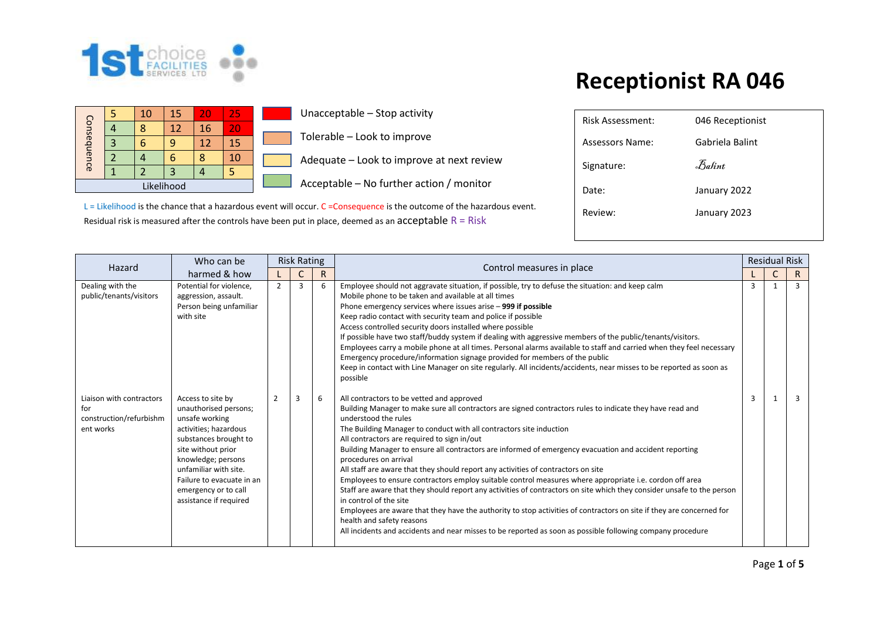1st choice FACILITIES SERVICES LTD

# Receptionist RA 046

| Consequence | | | | | |
|---|---|---|---|---|---|
| | 5 | 10 | 15 | 20 | 25 |
| | 4 | 8 | 12 | 16 | 20 |
| | 3 | 6 | 9 | 12 | 15 |
| | 2 | 4 | 6 | 8 | 10 |
| | 1 | 2 | 3 | 4 | 5 |
| Likelihood | | | | | |

- Unacceptable – Stop activity
- Tolerable – Look to improve
- Adequate – Look to improve at next review
- Acceptable – No further action / monitor

L = Likelihood is the chance that a hazardous event will occur. C =Consequence is the outcome of the hazardous event.
Residual risk is measured after the controls have been put in place, deemed as an acceptable R = Risk

| | |
|---|---|
| Risk Assessment: | 046 Receptionist |
| Assessors Name: | Gabriela Balint |
| Signature: | *Balint* |
| Date: | January 2022 |
| Review: | January 2023 |

| Hazard | Who can be harmed & how | Risk Rating | | | Control measures in place | Residual Risk | | |
|---|---|---|---|---|---|---|---|---|
| | | L | C | R | | L | C | R |
| Dealing with the public/tenants/visitors | Potential for violence, aggression, assault. Person being unfamiliar with site | 2 | 3 | 6 | Employee should not aggravate situation, if possible, try to defuse the situation: and keep calm<br>Mobile phone to be taken and available at all times<br>Phone emergency services where issues arise – **999 if possible**<br>Keep radio contact with security team and police if possible<br>Access controlled security doors installed where possible<br>If possible have two staff/buddy system if dealing with aggressive members of the public/tenants/visitors.<br>Employees carry a mobile phone at all times. Personal alarms available to staff and carried when they feel necessary<br>Emergency procedure/information signage provided for members of the public<br>Keep in contact with Line Manager on site regularly. All incidents/accidents, near misses to be reported as soon as possible | 3 | 1 | 3 |
| Liaison with contractors for construction/refurbishment works | Access to site by unauthorised persons; unsafe working activities; hazardous substances brought to site without prior knowledge; persons unfamiliar with site. Failure to evacuate in an emergency or to call assistance if required | 2 | 3 | 6 | All contractors to be vetted and approved<br>Building Manager to make sure all contractors are signed contractors rules to indicate they have read and understood the rules<br>The Building Manager to conduct with all contractors site induction<br>All contractors are required to sign in/out<br>Building Manager to ensure all contractors are informed of emergency evacuation and accident reporting procedures on arrival<br>All staff are aware that they should report any activities of contractors on site<br>Employees to ensure contractors employ suitable control measures where appropriate i.e. cordon off area<br>Staff are aware that they should report any activities of contractors on site which they consider unsafe to the person in control of the site<br>Employees are aware that they have the authority to stop activities of contractors on site if they are concerned for health and safety reasons<br>All incidents and accidents and near misses to be reported as soon as possible following company procedure | 3 | 1 | 3 |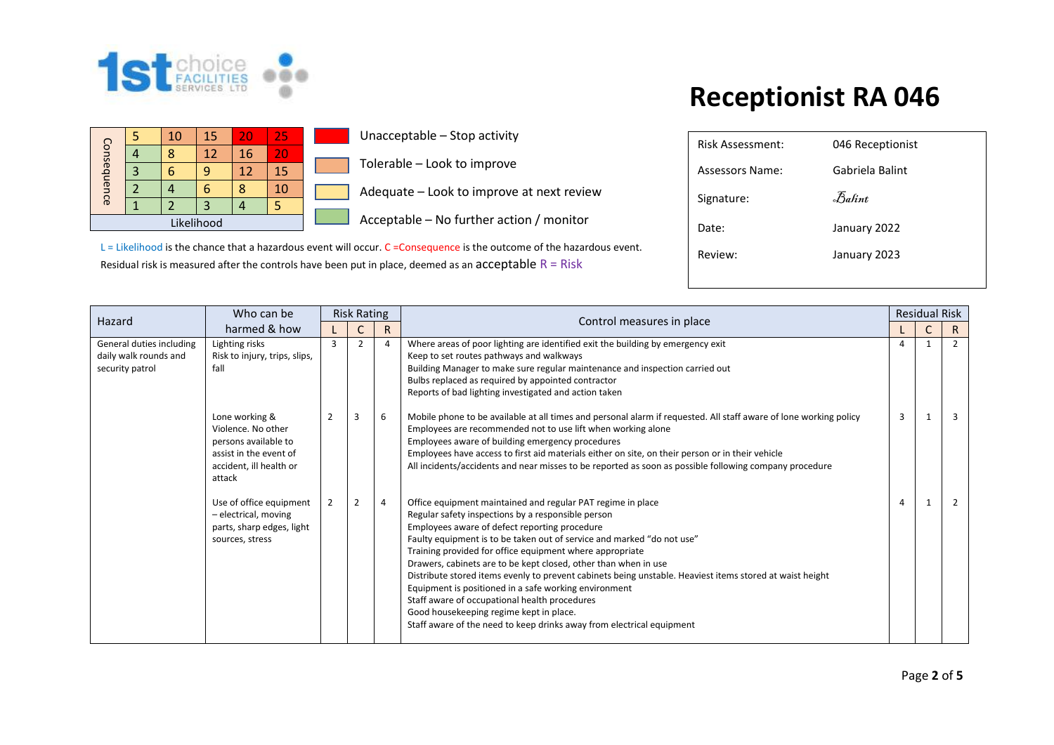# Receptionist RA 046

| Consequence | | | | | |
|---|---|---|---|---|---|
| 5 | 5 | 10 | 15 | 20 | 25 |
| 4 | 4 | 8 | 12 | 16 | 20 |
| 3 | 3 | 6 | 9 | 12 | 15 |
| 2 | 2 | 4 | 6 | 8 | 10 |
| 1 | 1 | 2 | 3 | 4 | 5 |
| | Likelihood | | | | |

- Unacceptable – Stop activity
- Tolerable – Look to improve
- Adequate – Look to improve at next review
- Acceptable – No further action / monitor

L = Likelihood is the chance that a hazardous event will occur. C =Consequence is the outcome of the hazardous event.
Residual risk is measured after the controls have been put in place, deemed as an acceptable R = Risk

| | |
|---|---|
| Risk Assessment: | 046 Receptionist |
| Assessors Name: | Gabriela Balint |
| Signature: | *Balint* |
| Date: | January 2022 |
| Review: | January 2023 |

| Hazard | Who can be harmed & how | Risk Rating | | | Control measures in place | Residual Risk | | |
|---|---|---|---|---|---|---|---|---|
| | | L | C | R | | L | C | R |
| General duties including daily walk rounds and security patrol | Lighting risks<br>Risk to injury, trips, slips, fall | 3 | 2 | 4 | Where areas of poor lighting are identified exit the building by emergency exit<br>Keep to set routes pathways and walkways<br>Building Manager to make sure regular maintenance and inspection carried out<br>Bulbs replaced as required by appointed contractor<br>Reports of bad lighting investigated and action taken | 4 | 1 | 2 |
| | Lone working & Violence. No other persons available to assist in the event of accident, ill health or attack | 2 | 3 | 6 | Mobile phone to be available at all times and personal alarm if requested. All staff aware of lone working policy<br>Employees are recommended not to use lift when working alone<br>Employees aware of building emergency procedures<br>Employees have access to first aid materials either on site, on their person or in their vehicle<br>All incidents/accidents and near misses to be reported as soon as possible following company procedure | 3 | 1 | 3 |
| | Use of office equipment – electrical, moving parts, sharp edges, light sources, stress | 2 | 2 | 4 | Office equipment maintained and regular PAT regime in place<br>Regular safety inspections by a responsible person<br>Employees aware of defect reporting procedure<br>Faulty equipment is to be taken out of service and marked "do not use"<br>Training provided for office equipment where appropriate<br>Drawers, cabinets are to be kept closed, other than when in use<br>Distribute stored items evenly to prevent cabinets being unstable. Heaviest items stored at waist height<br>Equipment is positioned in a safe working environment<br>Staff aware of occupational health procedures<br>Good housekeeping regime kept in place.<br>Staff aware of the need to keep drinks away from electrical equipment | 4 | 1 | 2 |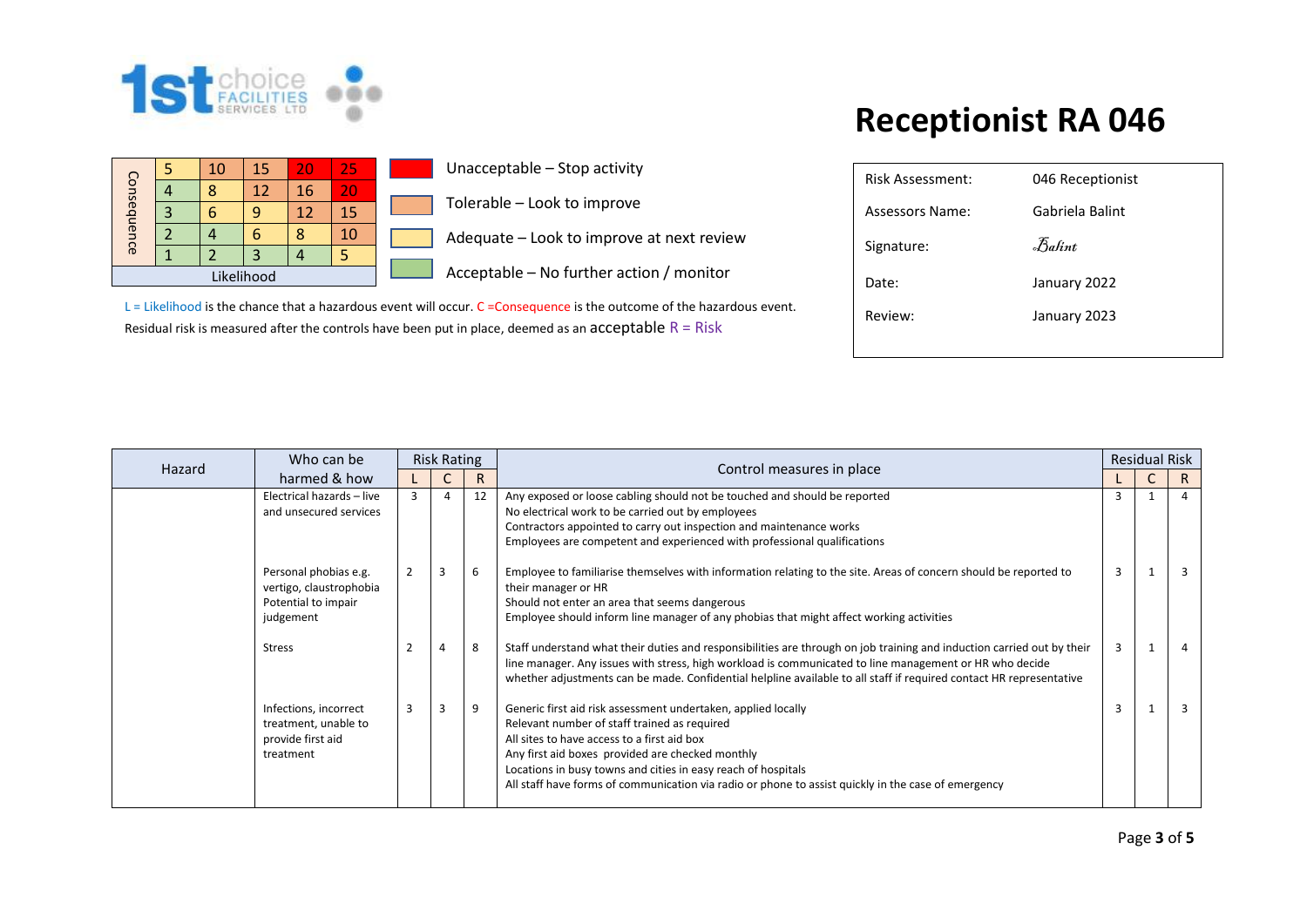# Receptionist RA 046

| Consequence | | | | | |
|---|---|---|---|---|---|
| | 5 | 10 | 15 | 20 | 25 |
| | 4 | 8 | 12 | 16 | 20 |
| | 3 | 6 | 9 | 12 | 15 |
| | 2 | 4 | 6 | 8 | 10 |
| | 1 | 2 | 3 | 4 | 5 |
| | Likelihood | | | | |

- Unacceptable – Stop activity
- Tolerable – Look to improve
- Adequate – Look to improve at next review
- Acceptable – No further action / monitor

L = Likelihood is the chance that a hazardous event will occur. C =Consequence is the outcome of the hazardous event.
Residual risk is measured after the controls have been put in place, deemed as an acceptable R = Risk

| | |
|---|---|
| Risk Assessment: | 046 Receptionist |
| Assessors Name: | Gabriela Balint |
| Signature: | Balint |
| Date: | January 2022 |
| Review: | January 2023 |

| Hazard | Who can be harmed & how | Risk Rating L | Risk Rating C | Risk Rating R | Control measures in place | Residual Risk L | Residual Risk C | Residual Risk R |
|---|---|---|---|---|---|---|---|---|
| | Electrical hazards – live and unsecured services | 3 | 4 | 12 | Any exposed or loose cabling should not be touched and should be reported<br>No electrical work to be carried out by employees<br>Contractors appointed to carry out inspection and maintenance works<br>Employees are competent and experienced with professional qualifications | 3 | 1 | 4 |
| | Personal phobias e.g. vertigo, claustrophobia Potential to impair judgement | 2 | 3 | 6 | Employee to familiarise themselves with information relating to the site. Areas of concern should be reported to their manager or HR<br>Should not enter an area that seems dangerous<br>Employee should inform line manager of any phobias that might affect working activities | 3 | 1 | 3 |
| | Stress | 2 | 4 | 8 | Staff understand what their duties and responsibilities are through on job training and induction carried out by their line manager. Any issues with stress, high workload is communicated to line management or HR who decide whether adjustments can be made. Confidential helpline available to all staff if required contact HR representative | 3 | 1 | 4 |
| | Infections, incorrect treatment, unable to provide first aid treatment | 3 | 3 | 9 | Generic first aid risk assessment undertaken, applied locally<br>Relevant number of staff trained as required<br>All sites to have access to a first aid box<br>Any first aid boxes provided are checked monthly<br>Locations in busy towns and cities in easy reach of hospitals<br>All staff have forms of communication via radio or phone to assist quickly in the case of emergency | 3 | 1 | 3 |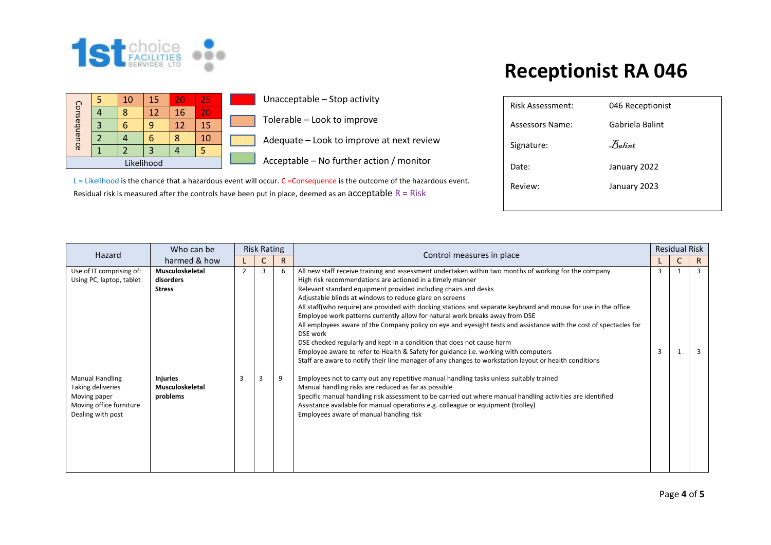# Receptionist RA 046

| Consequence | | | | | |
|---|---|---|---|---|---|
| | 5 | 10 | 15 | 20 | 25 |
| | 4 | 8 | 12 | 16 | 20 |
| | 3 | 6 | 9 | 12 | 15 |
| | 2 | 4 | 6 | 8 | 10 |
| | 1 | 2 | 3 | 4 | 5 |
| | Likelihood | | | | |

- Unacceptable – Stop activity
- Tolerable – Look to improve
- Adequate – Look to improve at next review
- Acceptable – No further action / monitor

L = Likelihood is the chance that a hazardous event will occur. C =Consequence is the outcome of the hazardous event.
Residual risk is measured after the controls have been put in place, deemed as an acceptable R = Risk

| | |
|---|---|
| Risk Assessment: | 046 Receptionist |
| Assessors Name: | Gabriela Balint |
| Signature: | *Balint* |
| Date: | January 2022 |
| Review: | January 2023 |

| Hazard | Who can be harmed & how | Risk Rating | | | Control measures in place | Residual Risk | | |
|---|---|---|---|---|---|---|---|---|
| | | L | C | R | | L | C | R |
| Use of IT comprising of: Using PC, laptop, tablet | **Musculoskeletal disorders** **Stress** | 2 | 3 | 6 | All new staff receive training and assessment undertaken within two months of working for the company<br>High risk recommendations are actioned in a timely manner<br>Relevant standard equipment provided including chairs and desks<br>Adjustable blinds at windows to reduce glare on screens<br>All staff(who require) are provided with docking stations and separate keyboard and mouse for use in the office<br>Employee work patterns currently allow for natural work breaks away from DSE<br>All employees aware of the Company policy on eye and eyesight tests and assistance with the cost of spectacles for DSE work<br>DSE checked regularly and kept in a condition that does not cause harm<br>Employee aware to refer to Health & Safety for guidance i.e. working with computers<br>Staff are aware to notify their line manager of any changes to workstation layout or health conditions | 3<br><br>3 | 1<br><br>1 | 3<br><br>3 |
| Manual Handling<br>Taking deliveries<br>Moving paper<br>Moving office furniture<br>Dealing with post | **Injuries** **Musculoskeletal problems** | 3 | 3 | 9 | Employees not to carry out any repetitive manual handling tasks unless suitably trained<br>Manual handling risks are reduced as far as possible<br>Specific manual handling risk assessment to be carried out where manual handling activities are identified<br>Assistance available for manual operations e.g. colleague or equipment (trolley)<br>Employees aware of manual handling risk | | | |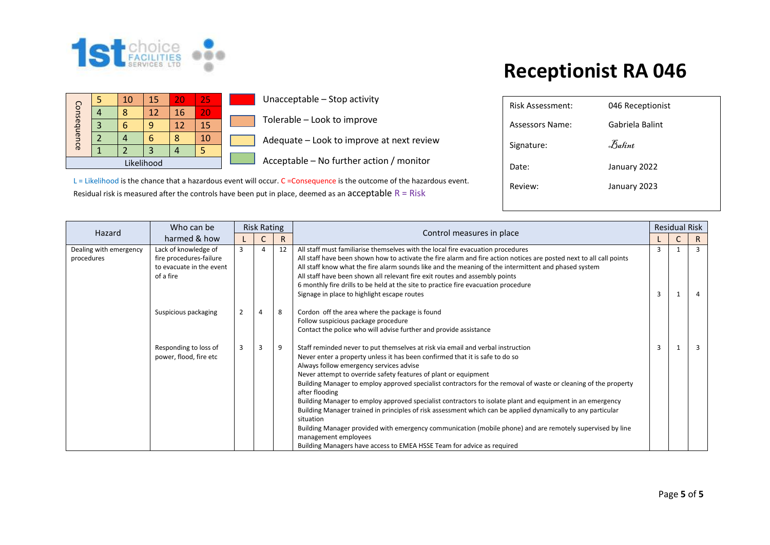# Receptionist RA 046

| Consequence | | | | | |
|---|---|---|---|---|---|
| | 5 | 10 | 15 | 20 | 25 |
| | 4 | 8 | 12 | 16 | 20 |
| | 3 | 6 | 9 | 12 | 15 |
| | 2 | 4 | 6 | 8 | 10 |
| | 1 | 2 | 3 | 4 | 5 |
| Likelihood | | | | | |

- Unacceptable – Stop activity
- Tolerable – Look to improve
- Adequate – Look to improve at next review
- Acceptable – No further action / monitor

L = Likelihood is the chance that a hazardous event will occur. C =Consequence is the outcome of the hazardous event.
Residual risk is measured after the control have been put in place, deemed as an acceptable R = Risk

| | |
|---|---|
| Risk Assessment: | 046 Receptionist |
| Assessors Name: | Gabriela Balint |
| Signature: | Balint |
| Date: | January 2022 |
| Review: | January 2023 |

| Hazard | Who can be harmed & how | Risk Rating | | | Control measures in place | Residual Risk | | |
|---|---|---|---|---|---|---|---|---|
| | | L | C | R | | L | C | R |
| Dealing with emergency procedures | Lack of knowledge of fire procedures-failure to evacuate in the event of a fire | 3 | 4 | 12 | All staff must familiarise themselves with the local fire evacuation procedures<br>All staff have been shown how to activate the fire alarm and fire action notices are posted next to all call points<br>All staff know what the fire alarm sounds like and the meaning of the intermittent and phased system<br>All staff have been shown all relevant fire exit routes and assembly points<br>6 monthly fire drills to be held at the site to practice fire evacuation procedure<br>Signage in place to highlight escape routes | 3<br><br><br><br><br>3 | 1<br><br><br><br><br>1 | 3<br><br><br><br><br>4 |
| | Suspicious packaging | 2 | 4 | 8 | Cordon off the area where the package is found<br>Follow suspicious package procedure<br>Contact the police who will advise further and provide assistance | | | |
| | Responding to loss of power, flood, fire etc | 3 | 3 | 9 | Staff reminded never to put themselves at risk via email and verbal instruction<br>Never enter a property unless it has been confirmed that it is safe to do so<br>Always follow emergency services advise<br>Never attempt to override safety features of plant or equipment<br>Building Manager to employ approved specialist contractors for the removal of waste or cleaning of the property after flooding<br>Building Manager to employ approved specialist contractors to isolate plant and equipment in an emergency<br>Building Manager trained in principles of risk assessment which can be applied dynamically to any particular situation<br>Building Manager provided with emergency communication (mobile phone) and are remotely supervised by line management employees<br>Building Managers have access to EMEA HSSE Team for advice as required | 3 | 1 | 3 |